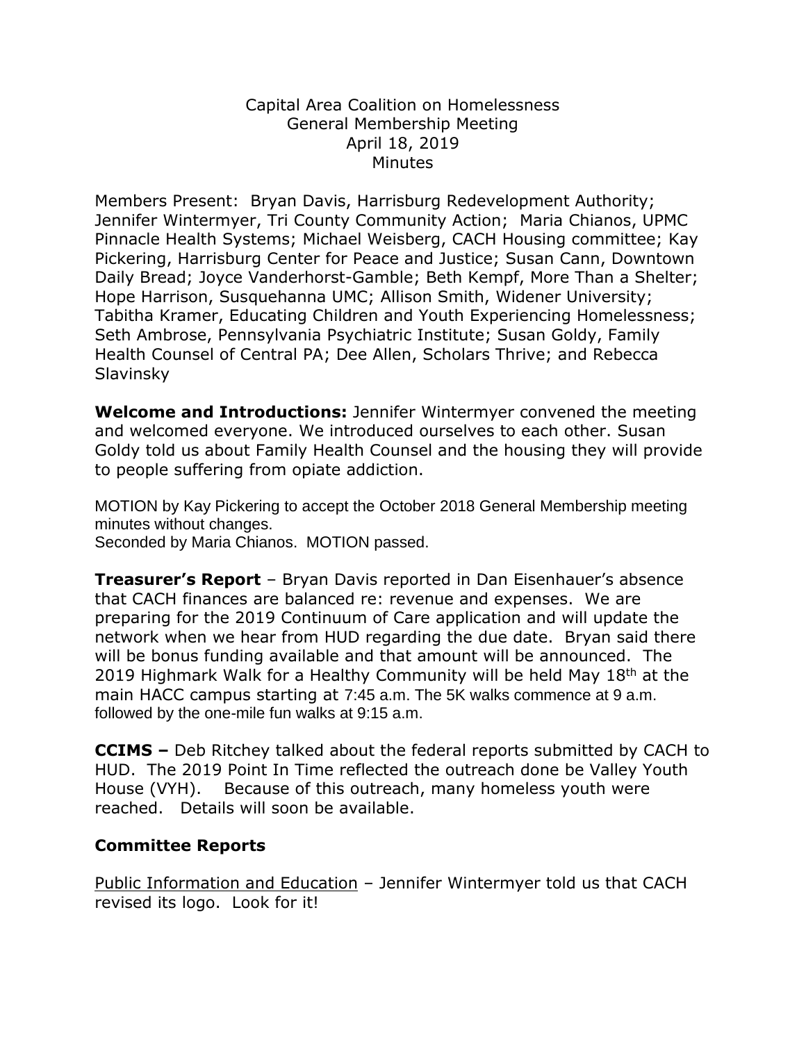Capital Area Coalition on Homelessness
General Membership Meeting
April 18, 2019
Minutes

Members Present: Bryan Davis, Harrisburg Redevelopment Authority; Jennifer Wintermyer, Tri County Community Action; Maria Chianos, UPMC Pinnacle Health Systems; Michael Weisberg, CACH Housing committee; Kay Pickering, Harrisburg Center for Peace and Justice; Susan Cann, Downtown Daily Bread; Joyce Vanderhorst-Gamble; Beth Kempf, More Than a Shelter; Hope Harrison, Susquehanna UMC; Allison Smith, Widener University; Tabitha Kramer, Educating Children and Youth Experiencing Homelessness; Seth Ambrose, Pennsylvania Psychiatric Institute; Susan Goldy, Family Health Counsel of Central PA; Dee Allen, Scholars Thrive; and Rebecca Slavinsky

**Welcome and Introductions:** Jennifer Wintermyer convened the meeting and welcomed everyone. We introduced ourselves to each other. Susan Goldy told us about Family Health Counsel and the housing they will provide to people suffering from opiate addiction.

MOTION by Kay Pickering to accept the October 2018 General Membership meeting minutes without changes.
Seconded by Maria Chianos. MOTION passed.

**Treasurer's Report** – Bryan Davis reported in Dan Eisenhauer's absence that CACH finances are balanced re: revenue and expenses. We are preparing for the 2019 Continuum of Care application and will update the network when we hear from HUD regarding the due date. Bryan said there will be bonus funding available and that amount will be announced. The 2019 Highmark Walk for a Healthy Community will be held May 18th at the main HACC campus starting at 7:45 a.m. The 5K walks commence at 9 a.m. followed by the one-mile fun walks at 9:15 a.m.

**CCIMS –** Deb Ritchey talked about the federal reports submitted by CACH to HUD. The 2019 Point In Time reflected the outreach done be Valley Youth House (VYH). Because of this outreach, many homeless youth were reached. Details will soon be available.

## Committee Reports

Public Information and Education – Jennifer Wintermyer told us that CACH revised its logo. Look for it!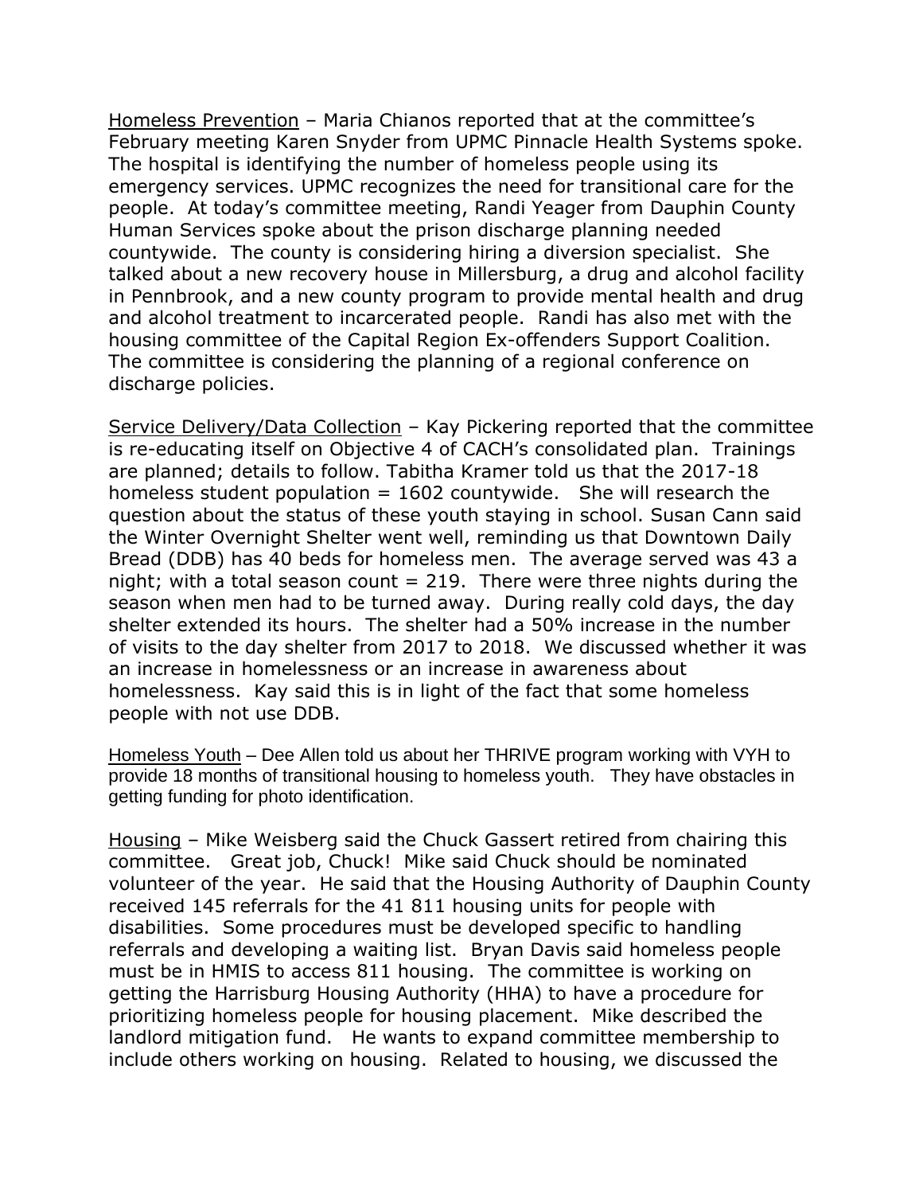<u>Homeless Prevention</u> – Maria Chianos reported that at the committee's February meeting Karen Snyder from UPMC Pinnacle Health Systems spoke. The hospital is identifying the number of homeless people using its emergency services. UPMC recognizes the need for transitional care for the people. At today's committee meeting, Randi Yeager from Dauphin County Human Services spoke about the prison discharge planning needed countywide. The county is considering hiring a diversion specialist. She talked about a new recovery house in Millersburg, a drug and alcohol facility in Pennbrook, and a new county program to provide mental health and drug and alcohol treatment to incarcerated people. Randi has also met with the housing committee of the Capital Region Ex-offenders Support Coalition. The committee is considering the planning of a regional conference on discharge policies.

<u>Service Delivery/Data Collection</u> – Kay Pickering reported that the committee is re-educating itself on Objective 4 of CACH's consolidated plan. Trainings are planned; details to follow. Tabitha Kramer told us that the 2017-18 homeless student population = 1602 countywide. She will research the question about the status of these youth staying in school. Susan Cann said the Winter Overnight Shelter went well, reminding us that Downtown Daily Bread (DDB) has 40 beds for homeless men. The average served was 43 a night; with a total season count = 219. There were three nights during the season when men had to be turned away. During really cold days, the day shelter extended its hours. The shelter had a 50% increase in the number of visits to the day shelter from 2017 to 2018. We discussed whether it was an increase in homelessness or an increase in awareness about homelessness. Kay said this is in light of the fact that some homeless people with not use DDB.

<u>Homeless Youth</u> – Dee Allen told us about her THRIVE program working with VYH to provide 18 months of transitional housing to homeless youth. They have obstacles in getting funding for photo identification.

<u>Housing</u> – Mike Weisberg said the Chuck Gassert retired from chairing this committee. Great job, Chuck! Mike said Chuck should be nominated volunteer of the year. He said that the Housing Authority of Dauphin County received 145 referrals for the 41 811 housing units for people with disabilities. Some procedures must be developed specific to handling referrals and developing a waiting list. Bryan Davis said homeless people must be in HMIS to access 811 housing. The committee is working on getting the Harrisburg Housing Authority (HHA) to have a procedure for prioritizing homeless people for housing placement. Mike described the landlord mitigation fund. He wants to expand committee membership to include others working on housing. Related to housing, we discussed the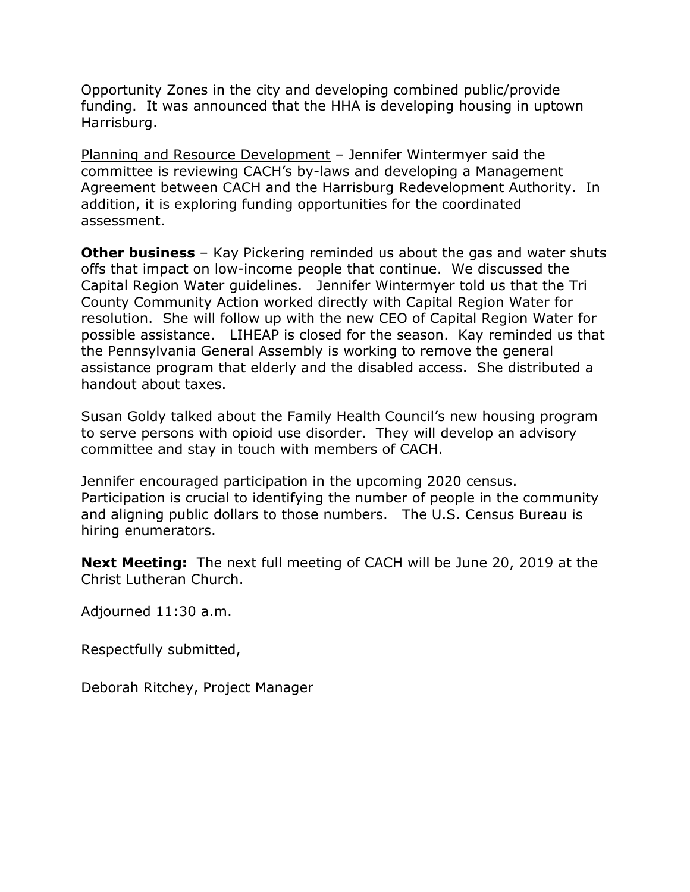Opportunity Zones in the city and developing combined public/provide funding. It was announced that the HHA is developing housing in uptown Harrisburg.

<u>Planning and Resource Development</u> – Jennifer Wintermyer said the committee is reviewing CACH's by-laws and developing a Management Agreement between CACH and the Harrisburg Redevelopment Authority. In addition, it is exploring funding opportunities for the coordinated assessment.

**Other business** – Kay Pickering reminded us about the gas and water shuts offs that impact on low-income people that continue. We discussed the Capital Region Water guidelines. Jennifer Wintermyer told us that the Tri County Community Action worked directly with Capital Region Water for resolution. She will follow up with the new CEO of Capital Region Water for possible assistance. LIHEAP is closed for the season. Kay reminded us that the Pennsylvania General Assembly is working to remove the general assistance program that elderly and the disabled access. She distributed a handout about taxes.

Susan Goldy talked about the Family Health Council's new housing program to serve persons with opioid use disorder. They will develop an advisory committee and stay in touch with members of CACH.

Jennifer encouraged participation in the upcoming 2020 census. Participation is crucial to identifying the number of people in the community and aligning public dollars to those numbers. The U.S. Census Bureau is hiring enumerators.

**Next Meeting:** The next full meeting of CACH will be June 20, 2019 at the Christ Lutheran Church.

Adjourned 11:30 a.m.

Respectfully submitted,

Deborah Ritchey, Project Manager